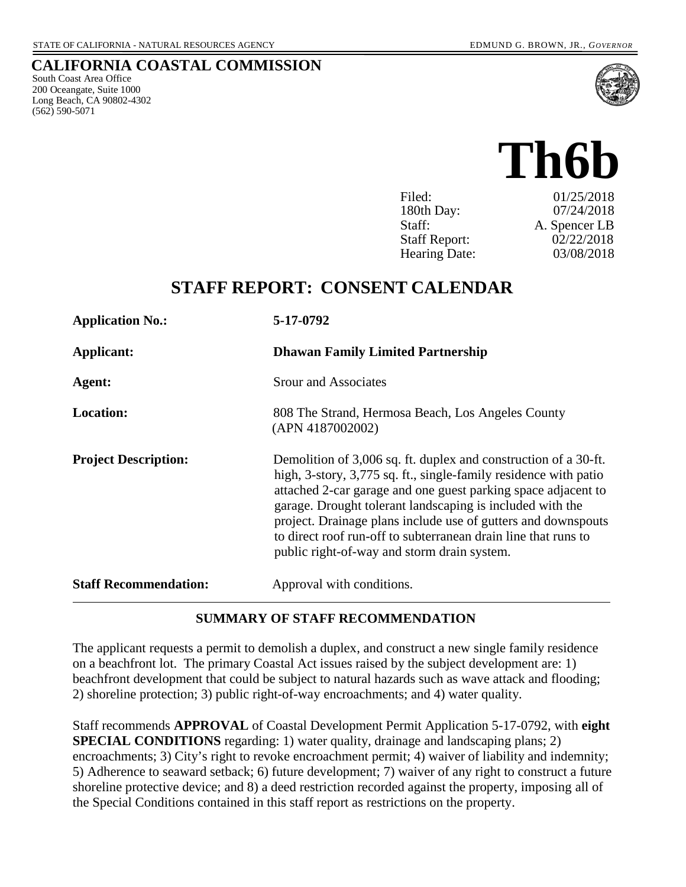STATE OF CALIFORNIA - NATURAL RESOURCES AGENCY EDMUND G. BROWN, JR., *GOVERNOR*

# CALIFORNIA COASTAL COMMISSION

South Coast Area Office
200 Oceangate, Suite 1000
Long Beach, CA 90802-4302
(562) 590-5071

# Th6b

| | |
|---|---|
| Filed: | 01/25/2018 |
| 180th Day: | 07/24/2018 |
| Staff: | A. Spencer LB |
| Staff Report: | 02/22/2018 |
| Hearing Date: | 03/08/2018 |

## STAFF REPORT: CONSENT CALENDAR

| | |
|---|---|
| **Application No.:** | **5-17-0792** |
| **Applicant:** | **Dhawan Family Limited Partnership** |
| **Agent:** | Srour and Associates |
| **Location:** | 808 The Strand, Hermosa Beach, Los Angeles County (APN 4187002002) |
| **Project Description:** | Demolition of 3,006 sq. ft. duplex and construction of a 30-ft. high, 3-story, 3,775 sq. ft., single-family residence with patio attached 2-car garage and one guest parking space adjacent to garage. Drought tolerant landscaping is included with the project. Drainage plans include use of gutters and downspouts to direct roof run-off to subterranean drain line that runs to public right-of-way and storm drain system. |
| **Staff Recommendation:** | Approval with conditions. |

### SUMMARY OF STAFF RECOMMENDATION

The applicant requests a permit to demolish a duplex, and construct a new single family residence on a beachfront lot. The primary Coastal Act issues raised by the subject development are: 1) beachfront development that could be subject to natural hazards such as wave attack and flooding; 2) shoreline protection; 3) public right-of-way encroachments; and 4) water quality.

Staff recommends **APPROVAL** of Coastal Development Permit Application 5-17-0792, with **eight SPECIAL CONDITIONS** regarding: 1) water quality, drainage and landscaping plans; 2) encroachments; 3) City's right to revoke encroachment permit; 4) waiver of liability and indemnity; 5) Adherence to seaward setback; 6) future development; 7) waiver of any right to construct a future shoreline protective device; and 8) a deed restriction recorded against the property, imposing all of the Special Conditions contained in this staff report as restrictions on the property.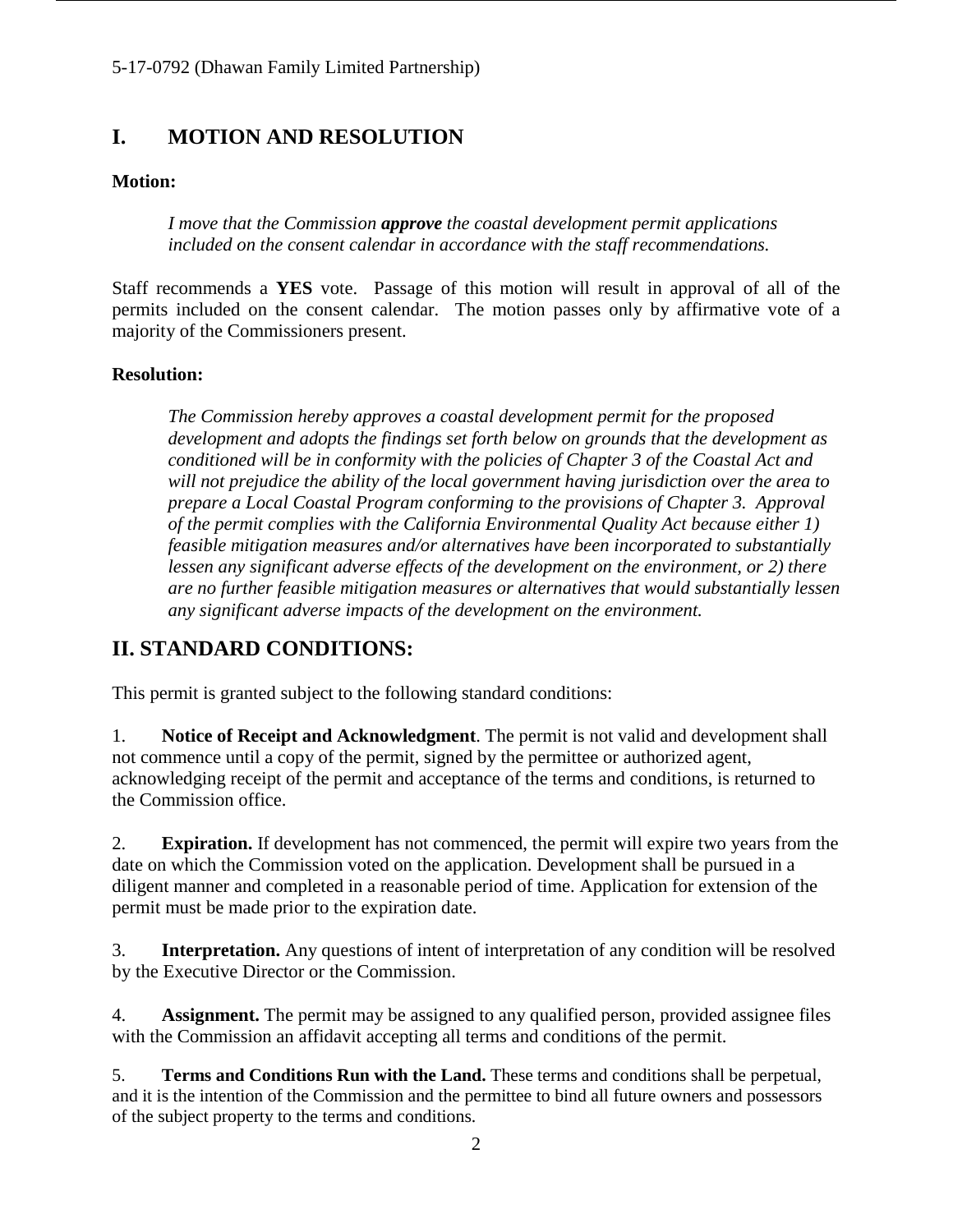## I. MOTION AND RESOLUTION

**Motion:**

> *I move that the Commission **approve** the coastal development permit applications included on the consent calendar in accordance with the staff recommendations.*

Staff recommends a **YES** vote. Passage of this motion will result in approval of all of the permits included on the consent calendar. The motion passes only by affirmative vote of a majority of the Commissioners present.

**Resolution:**

> *The Commission hereby approves a coastal development permit for the proposed development and adopts the findings set forth below on grounds that the development as conditioned will be in conformity with the policies of Chapter 3 of the Coastal Act and will not prejudice the ability of the local government having jurisdiction over the area to prepare a Local Coastal Program conforming to the provisions of Chapter 3. Approval of the permit complies with the California Environmental Quality Act because either 1) feasible mitigation measures and/or alternatives have been incorporated to substantially lessen any significant adverse effects of the development on the environment, or 2) there are no further feasible mitigation measures or alternatives that would substantially lessen any significant adverse impacts of the development on the environment.*

## II. STANDARD CONDITIONS:

This permit is granted subject to the following standard conditions:

1. **Notice of Receipt and Acknowledgment**. The permit is not valid and development shall not commence until a copy of the permit, signed by the permittee or authorized agent, acknowledging receipt of the permit and acceptance of the terms and conditions, is returned to the Commission office.

2. **Expiration.** If development has not commenced, the permit will expire two years from the date on which the Commission voted on the application. Development shall be pursued in a diligent manner and completed in a reasonable period of time. Application for extension of the permit must be made prior to the expiration date.

3. **Interpretation.** Any questions of intent of interpretation of any condition will be resolved by the Executive Director or the Commission.

4. **Assignment.** The permit may be assigned to any qualified person, provided assignee files with the Commission an affidavit accepting all terms and conditions of the permit.

5. **Terms and Conditions Run with the Land.** These terms and conditions shall be perpetual, and it is the intention of the Commission and the permittee to bind all future owners and possessors of the subject property to the terms and conditions.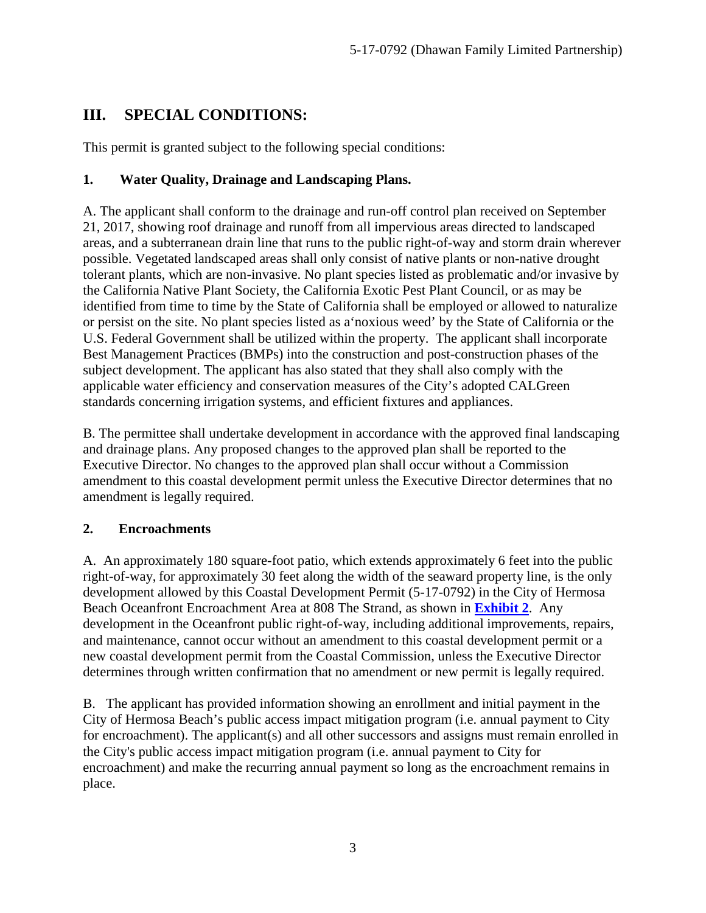## III. SPECIAL CONDITIONS:

This permit is granted subject to the following special conditions:

### 1. Water Quality, Drainage and Landscaping Plans.

A. The applicant shall conform to the drainage and run-off control plan received on September 21, 2017, showing roof drainage and runoff from all impervious areas directed to landscaped areas, and a subterranean drain line that runs to the public right-of-way and storm drain wherever possible. Vegetated landscaped areas shall only consist of native plants or non-native drought tolerant plants, which are non-invasive. No plant species listed as problematic and/or invasive by the California Native Plant Society, the California Exotic Pest Plant Council, or as may be identified from time to time by the State of California shall be employed or allowed to naturalize or persist on the site. No plant species listed as a'noxious weed' by the State of California or the U.S. Federal Government shall be utilized within the property. The applicant shall incorporate Best Management Practices (BMPs) into the construction and post-construction phases of the subject development. The applicant has also stated that they shall also comply with the applicable water efficiency and conservation measures of the City's adopted CALGreen standards concerning irrigation systems, and efficient fixtures and appliances.

B. The permittee shall undertake development in accordance with the approved final landscaping and drainage plans. Any proposed changes to the approved plan shall be reported to the Executive Director. No changes to the approved plan shall occur without a Commission amendment to this coastal development permit unless the Executive Director determines that no amendment is legally required.

### 2. Encroachments

A. An approximately 180 square-foot patio, which extends approximately 6 feet into the public right-of-way, for approximately 30 feet along the width of the seaward property line, is the only development allowed by this Coastal Development Permit (5-17-0792) in the City of Hermosa Beach Oceanfront Encroachment Area at 808 The Strand, as shown in **Exhibit 2**. Any development in the Oceanfront public right-of-way, including additional improvements, repairs, and maintenance, cannot occur without an amendment to this coastal development permit or a new coastal development permit from the Coastal Commission, unless the Executive Director determines through written confirmation that no amendment or new permit is legally required.

B. The applicant has provided information showing an enrollment and initial payment in the City of Hermosa Beach's public access impact mitigation program (i.e. annual payment to City for encroachment). The applicant(s) and all other successors and assigns must remain enrolled in the City's public access impact mitigation program (i.e. annual payment to City for encroachment) and make the recurring annual payment so long as the encroachment remains in place.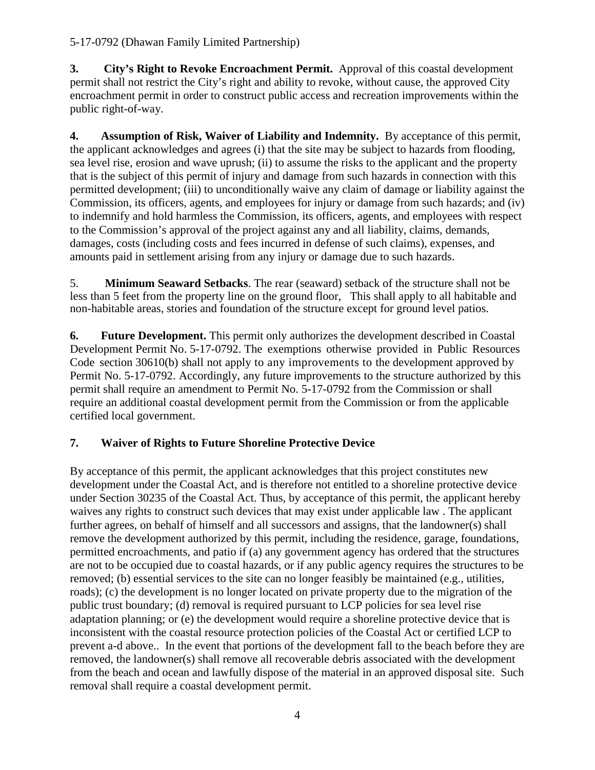**3. City's Right to Revoke Encroachment Permit.** Approval of this coastal development permit shall not restrict the City's right and ability to revoke, without cause, the approved City encroachment permit in order to construct public access and recreation improvements within the public right-of-way.

**4. Assumption of Risk, Waiver of Liability and Indemnity.** By acceptance of this permit, the applicant acknowledges and agrees (i) that the site may be subject to hazards from flooding, sea level rise, erosion and wave uprush; (ii) to assume the risks to the applicant and the property that is the subject of this permit of injury and damage from such hazards in connection with this permitted development; (iii) to unconditionally waive any claim of damage or liability against the Commission, its officers, agents, and employees for injury or damage from such hazards; and (iv) to indemnify and hold harmless the Commission, its officers, agents, and employees with respect to the Commission's approval of the project against any and all liability, claims, demands, damages, costs (including costs and fees incurred in defense of such claims), expenses, and amounts paid in settlement arising from any injury or damage due to such hazards.

5. **Minimum Seaward Setbacks**. The rear (seaward) setback of the structure shall not be less than 5 feet from the property line on the ground floor, This shall apply to all habitable and non-habitable areas, stories and foundation of the structure except for ground level patios.

**6. Future Development.** This permit only authorizes the development described in Coastal Development Permit No. 5-17-0792. The exemptions otherwise provided in Public Resources Code section 30610(b) shall not apply to any improvements to the development approved by Permit No. 5-17-0792. Accordingly, any future improvements to the structure authorized by this permit shall require an amendment to Permit No. 5-17-0792 from the Commission or shall require an additional coastal development permit from the Commission or from the applicable certified local government.

**7. Waiver of Rights to Future Shoreline Protective Device**

By acceptance of this permit, the applicant acknowledges that this project constitutes new development under the Coastal Act, and is therefore not entitled to a shoreline protective device under Section 30235 of the Coastal Act. Thus, by acceptance of this permit, the applicant hereby waives any rights to construct such devices that may exist under applicable law . The applicant further agrees, on behalf of himself and all successors and assigns, that the landowner(s) shall remove the development authorized by this permit, including the residence, garage, foundations, permitted encroachments, and patio if (a) any government agency has ordered that the structures are not to be occupied due to coastal hazards, or if any public agency requires the structures to be removed; (b) essential services to the site can no longer feasibly be maintained (e.g., utilities, roads); (c) the development is no longer located on private property due to the migration of the public trust boundary; (d) removal is required pursuant to LCP policies for sea level rise adaptation planning; or (e) the development would require a shoreline protective device that is inconsistent with the coastal resource protection policies of the Coastal Act or certified LCP to prevent a-d above.. In the event that portions of the development fall to the beach before they are removed, the landowner(s) shall remove all recoverable debris associated with the development from the beach and ocean and lawfully dispose of the material in an approved disposal site. Such removal shall require a coastal development permit.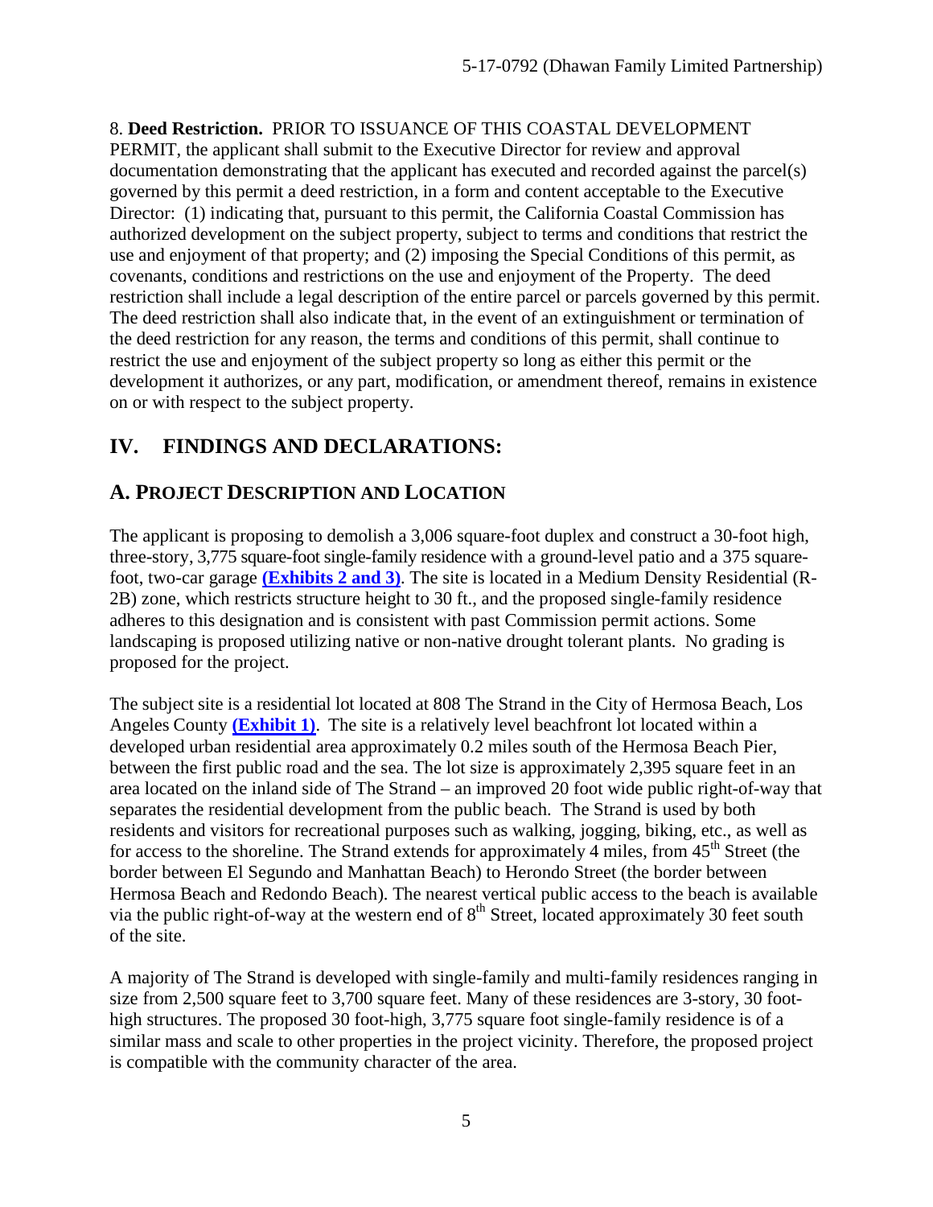8. **Deed Restriction.** PRIOR TO ISSUANCE OF THIS COASTAL DEVELOPMENT PERMIT, the applicant shall submit to the Executive Director for review and approval documentation demonstrating that the applicant has executed and recorded against the parcel(s) governed by this permit a deed restriction, in a form and content acceptable to the Executive Director: (1) indicating that, pursuant to this permit, the California Coastal Commission has authorized development on the subject property, subject to terms and conditions that restrict the use and enjoyment of that property; and (2) imposing the Special Conditions of this permit, as covenants, conditions and restrictions on the use and enjoyment of the Property. The deed restriction shall include a legal description of the entire parcel or parcels governed by this permit. The deed restriction shall also indicate that, in the event of an extinguishment or termination of the deed restriction for any reason, the terms and conditions of this permit, shall continue to restrict the use and enjoyment of the subject property so long as either this permit or the development it authorizes, or any part, modification, or amendment thereof, remains in existence on or with respect to the subject property.

# IV. FINDINGS AND DECLARATIONS:

## A. PROJECT DESCRIPTION AND LOCATION

The applicant is proposing to demolish a 3,006 square-foot duplex and construct a 30-foot high, three-story, 3,775 square-foot single-family residence with a ground-level patio and a 375 square-foot, two-car garage **(Exhibits 2 and 3)**. The site is located in a Medium Density Residential (R-2B) zone, which restricts structure height to 30 ft., and the proposed single-family residence adheres to this designation and is consistent with past Commission permit actions. Some landscaping is proposed utilizing native or non-native drought tolerant plants. No grading is proposed for the project.

The subject site is a residential lot located at 808 The Strand in the City of Hermosa Beach, Los Angeles County **(Exhibit 1)**. The site is a relatively level beachfront lot located within a developed urban residential area approximately 0.2 miles south of the Hermosa Beach Pier, between the first public road and the sea. The lot size is approximately 2,395 square feet in an area located on the inland side of The Strand – an improved 20 foot wide public right-of-way that separates the residential development from the public beach. The Strand is used by both residents and visitors for recreational purposes such as walking, jogging, biking, etc., as well as for access to the shoreline. The Strand extends for approximately 4 miles, from 45th Street (the border between El Segundo and Manhattan Beach) to Herondo Street (the border between Hermosa Beach and Redondo Beach). The nearest vertical public access to the beach is available via the public right-of-way at the western end of 8th Street, located approximately 30 feet south of the site.

A majority of The Strand is developed with single-family and multi-family residences ranging in size from 2,500 square feet to 3,700 square feet. Many of these residences are 3-story, 30 foot-high structures. The proposed 30 foot-high, 3,775 square foot single-family residence is of a similar mass and scale to other properties in the project vicinity. Therefore, the proposed project is compatible with the community character of the area.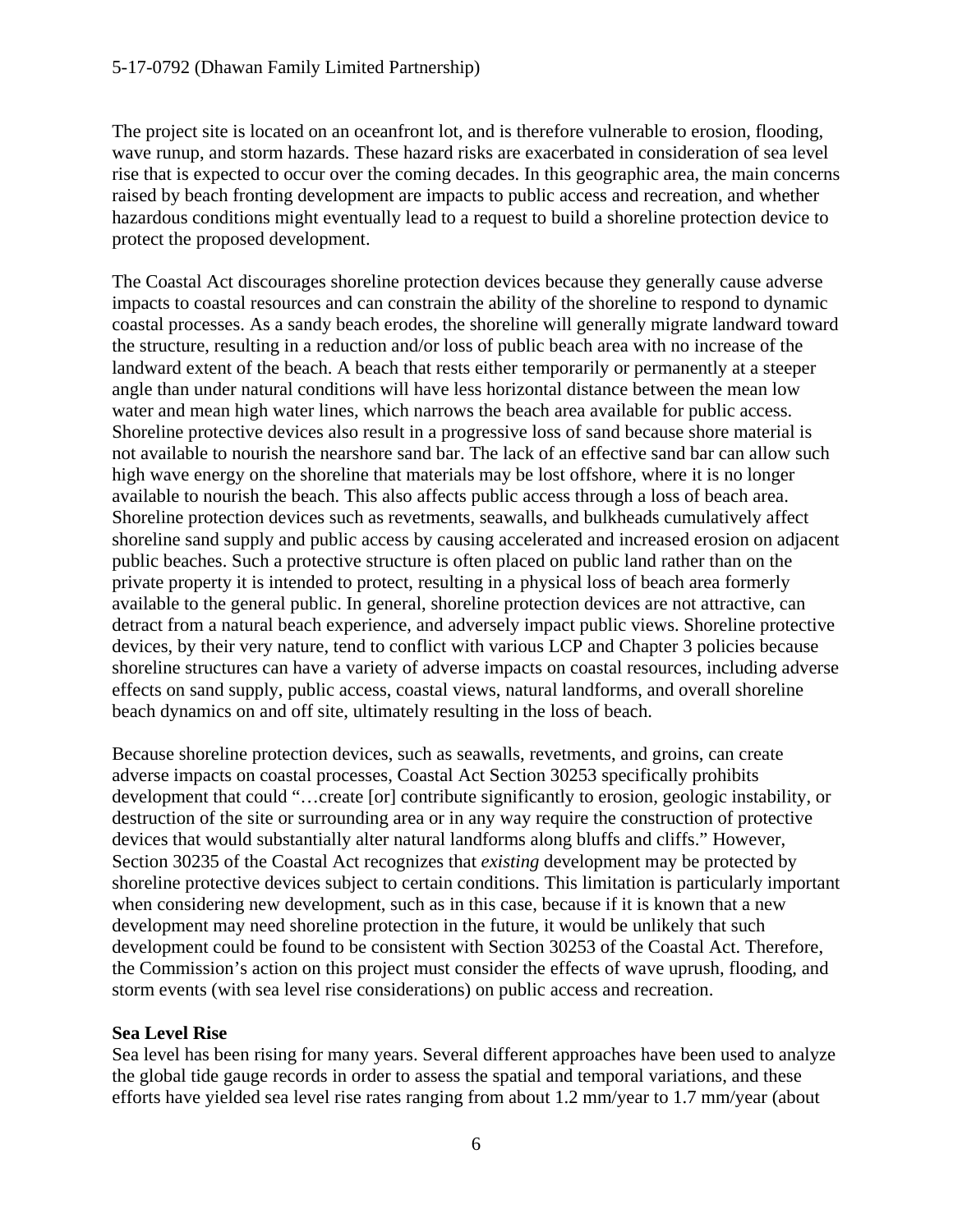The project site is located on an oceanfront lot, and is therefore vulnerable to erosion, flooding, wave runup, and storm hazards. These hazard risks are exacerbated in consideration of sea level rise that is expected to occur over the coming decades. In this geographic area, the main concerns raised by beach fronting development are impacts to public access and recreation, and whether hazardous conditions might eventually lead to a request to build a shoreline protection device to protect the proposed development.

The Coastal Act discourages shoreline protection devices because they generally cause adverse impacts to coastal resources and can constrain the ability of the shoreline to respond to dynamic coastal processes. As a sandy beach erodes, the shoreline will generally migrate landward toward the structure, resulting in a reduction and/or loss of public beach area with no increase of the landward extent of the beach. A beach that rests either temporarily or permanently at a steeper angle than under natural conditions will have less horizontal distance between the mean low water and mean high water lines, which narrows the beach area available for public access. Shoreline protective devices also result in a progressive loss of sand because shore material is not available to nourish the nearshore sand bar. The lack of an effective sand bar can allow such high wave energy on the shoreline that materials may be lost offshore, where it is no longer available to nourish the beach. This also affects public access through a loss of beach area. Shoreline protection devices such as revetments, seawalls, and bulkheads cumulatively affect shoreline sand supply and public access by causing accelerated and increased erosion on adjacent public beaches. Such a protective structure is often placed on public land rather than on the private property it is intended to protect, resulting in a physical loss of beach area formerly available to the general public. In general, shoreline protection devices are not attractive, can detract from a natural beach experience, and adversely impact public views. Shoreline protective devices, by their very nature, tend to conflict with various LCP and Chapter 3 policies because shoreline structures can have a variety of adverse impacts on coastal resources, including adverse effects on sand supply, public access, coastal views, natural landforms, and overall shoreline beach dynamics on and off site, ultimately resulting in the loss of beach.

Because shoreline protection devices, such as seawalls, revetments, and groins, can create adverse impacts on coastal processes, Coastal Act Section 30253 specifically prohibits development that could "…create [or] contribute significantly to erosion, geologic instability, or destruction of the site or surrounding area or in any way require the construction of protective devices that would substantially alter natural landforms along bluffs and cliffs." However, Section 30235 of the Coastal Act recognizes that *existing* development may be protected by shoreline protective devices subject to certain conditions. This limitation is particularly important when considering new development, such as in this case, because if it is known that a new development may need shoreline protection in the future, it would be unlikely that such development could be found to be consistent with Section 30253 of the Coastal Act. Therefore, the Commission's action on this project must consider the effects of wave uprush, flooding, and storm events (with sea level rise considerations) on public access and recreation.

**Sea Level Rise**

Sea level has been rising for many years. Several different approaches have been used to analyze the global tide gauge records in order to assess the spatial and temporal variations, and these efforts have yielded sea level rise rates ranging from about 1.2 mm/year to 1.7 mm/year (about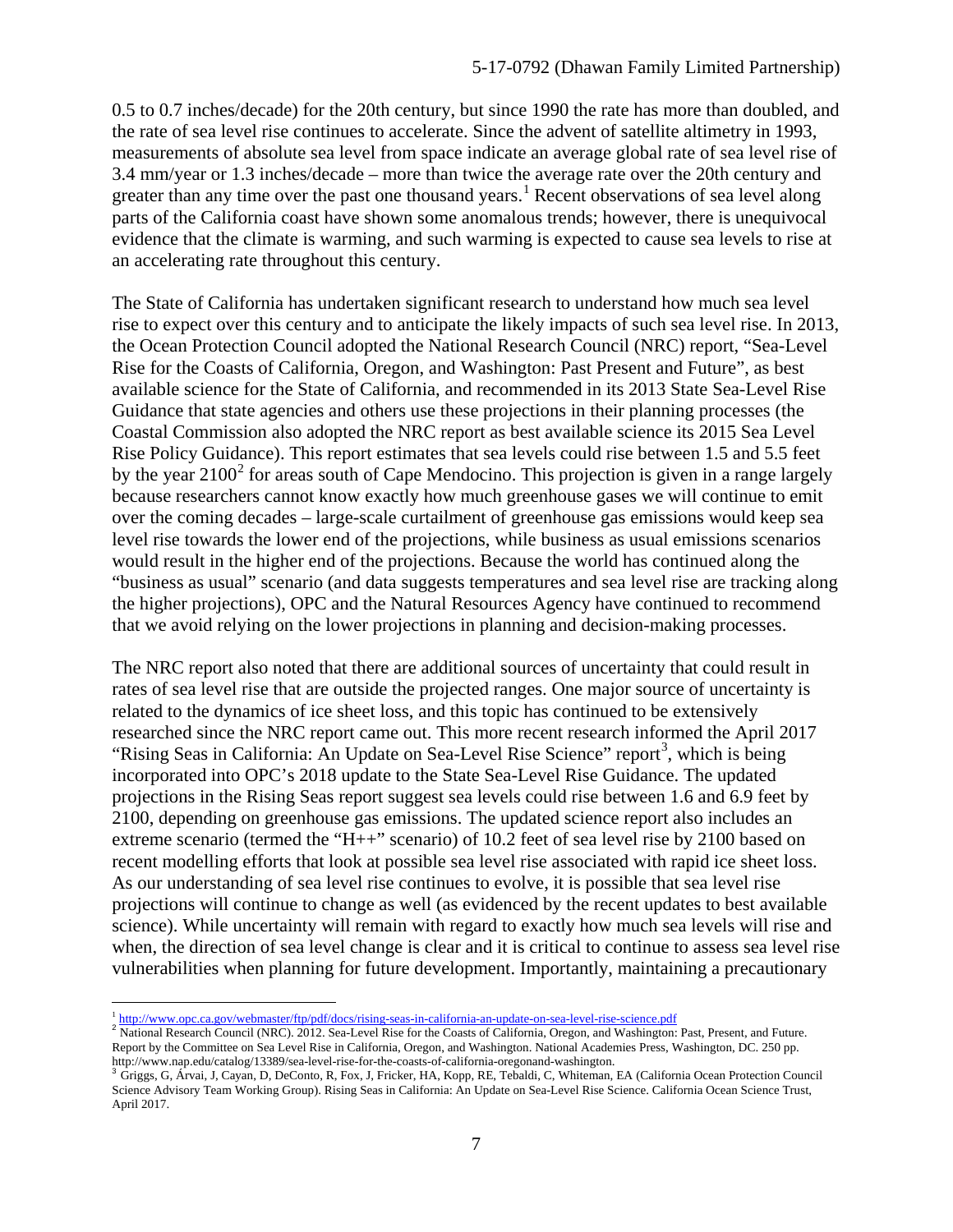0.5 to 0.7 inches/decade) for the 20th century, but since 1990 the rate has more than doubled, and the rate of sea level rise continues to accelerate. Since the advent of satellite altimetry in 1993, measurements of absolute sea level from space indicate an average global rate of sea level rise of 3.4 mm/year or 1.3 inches/decade – more than twice the average rate over the 20th century and greater than any time over the past one thousand years.[1] Recent observations of sea level along parts of the California coast have shown some anomalous trends; however, there is unequivocal evidence that the climate is warming, and such warming is expected to cause sea levels to rise at an accelerating rate throughout this century.

The State of California has undertaken significant research to understand how much sea level rise to expect over this century and to anticipate the likely impacts of such sea level rise. In 2013, the Ocean Protection Council adopted the National Research Council (NRC) report, "Sea-Level Rise for the Coasts of California, Oregon, and Washington: Past Present and Future", as best available science for the State of California, and recommended in its 2013 State Sea-Level Rise Guidance that state agencies and others use these projections in their planning processes (the Coastal Commission also adopted the NRC report as best available science its 2015 Sea Level Rise Policy Guidance). This report estimates that sea levels could rise between 1.5 and 5.5 feet by the year 2100[2] for areas south of Cape Mendocino. This projection is given in a range largely because researchers cannot know exactly how much greenhouse gases we will continue to emit over the coming decades – large-scale curtailment of greenhouse gas emissions would keep sea level rise towards the lower end of the projections, while business as usual emissions scenarios would result in the higher end of the projections. Because the world has continued along the "business as usual" scenario (and data suggests temperatures and sea level rise are tracking along the higher projections), OPC and the Natural Resources Agency have continued to recommend that we avoid relying on the lower projections in planning and decision-making processes.

The NRC report also noted that there are additional sources of uncertainty that could result in rates of sea level rise that are outside the projected ranges. One major source of uncertainty is related to the dynamics of ice sheet loss, and this topic has continued to be extensively researched since the NRC report came out. This more recent research informed the April 2017 "Rising Seas in California: An Update on Sea-Level Rise Science" report[3], which is being incorporated into OPC's 2018 update to the State Sea-Level Rise Guidance. The updated projections in the Rising Seas report suggest sea levels could rise between 1.6 and 6.9 feet by 2100, depending on greenhouse gas emissions. The updated science report also includes an extreme scenario (termed the "H++" scenario) of 10.2 feet of sea level rise by 2100 based on recent modelling efforts that look at possible sea level rise associated with rapid ice sheet loss. As our understanding of sea level rise continues to evolve, it is possible that sea level rise projections will continue to change as well (as evidenced by the recent updates to best available science). While uncertainty will remain with regard to exactly how much sea levels will rise and when, the direction of sea level change is clear and it is critical to continue to assess sea level rise vulnerabilities when planning for future development. Importantly, maintaining a precautionary

---

[1] http://www.opc.ca.gov/webmaster/ftp/pdf/docs/rising-seas-in-california-an-update-on-sea-level-rise-science.pdf

[2] National Research Council (NRC). 2012. Sea-Level Rise for the Coasts of California, Oregon, and Washington: Past, Present, and Future. Report by the Committee on Sea Level Rise in California, Oregon, and Washington. National Academies Press, Washington, DC. 250 pp. http://www.nap.edu/catalog/13389/sea-level-rise-for-the-coasts-of-california-oregonand-washington.

[3] Griggs, G, Árvai, J, Cayan, D, DeConto, R, Fox, J, Fricker, HA, Kopp, RE, Tebaldi, C, Whiteman, EA (California Ocean Protection Council Science Advisory Team Working Group). Rising Seas in California: An Update on Sea-Level Rise Science. California Ocean Science Trust, April 2017.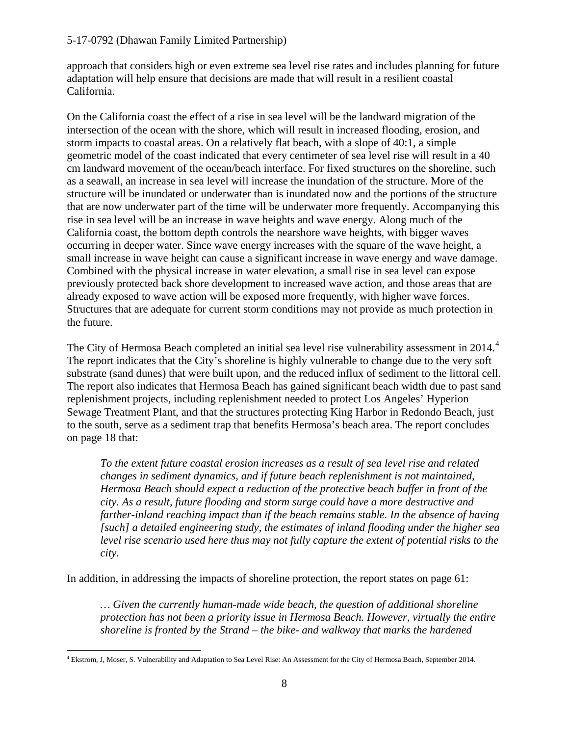approach that considers high or even extreme sea level rise rates and includes planning for future adaptation will help ensure that decisions are made that will result in a resilient coastal California.

On the California coast the effect of a rise in sea level will be the landward migration of the intersection of the ocean with the shore, which will result in increased flooding, erosion, and storm impacts to coastal areas. On a relatively flat beach, with a slope of 40:1, a simple geometric model of the coast indicated that every centimeter of sea level rise will result in a 40 cm landward movement of the ocean/beach interface. For fixed structures on the shoreline, such as a seawall, an increase in sea level will increase the inundation of the structure. More of the structure will be inundated or underwater than is inundated now and the portions of the structure that are now underwater part of the time will be underwater more frequently. Accompanying this rise in sea level will be an increase in wave heights and wave energy. Along much of the California coast, the bottom depth controls the nearshore wave heights, with bigger waves occurring in deeper water. Since wave energy increases with the square of the wave height, a small increase in wave height can cause a significant increase in wave energy and wave damage. Combined with the physical increase in water elevation, a small rise in sea level can expose previously protected back shore development to increased wave action, and those areas that are already exposed to wave action will be exposed more frequently, with higher wave forces. Structures that are adequate for current storm conditions may not provide as much protection in the future.

The City of Hermosa Beach completed an initial sea level rise vulnerability assessment in 2014.[4] The report indicates that the City's shoreline is highly vulnerable to change due to the very soft substrate (sand dunes) that were built upon, and the reduced influx of sediment to the littoral cell. The report also indicates that Hermosa Beach has gained significant beach width due to past sand replenishment projects, including replenishment needed to protect Los Angeles' Hyperion Sewage Treatment Plant, and that the structures protecting King Harbor in Redondo Beach, just to the south, serve as a sediment trap that benefits Hermosa's beach area. The report concludes on page 18 that:

> *To the extent future coastal erosion increases as a result of sea level rise and related changes in sediment dynamics, and if future beach replenishment is not maintained, Hermosa Beach should expect a reduction of the protective beach buffer in front of the city. As a result, future flooding and storm surge could have a more destructive and farther-inland reaching impact than if the beach remains stable. In the absence of having [such] a detailed engineering study, the estimates of inland flooding under the higher sea level rise scenario used here thus may not fully capture the extent of potential risks to the city.*

In addition, in addressing the impacts of shoreline protection, the report states on page 61:

> *… Given the currently human-made wide beach, the question of additional shoreline protection has not been a priority issue in Hermosa Beach. However, virtually the entire shoreline is fronted by the Strand – the bike- and walkway that marks the hardened*

[4] Ekstrom, J, Moser, S. Vulnerability and Adaptation to Sea Level Rise: An Assessment for the City of Hermosa Beach, September 2014.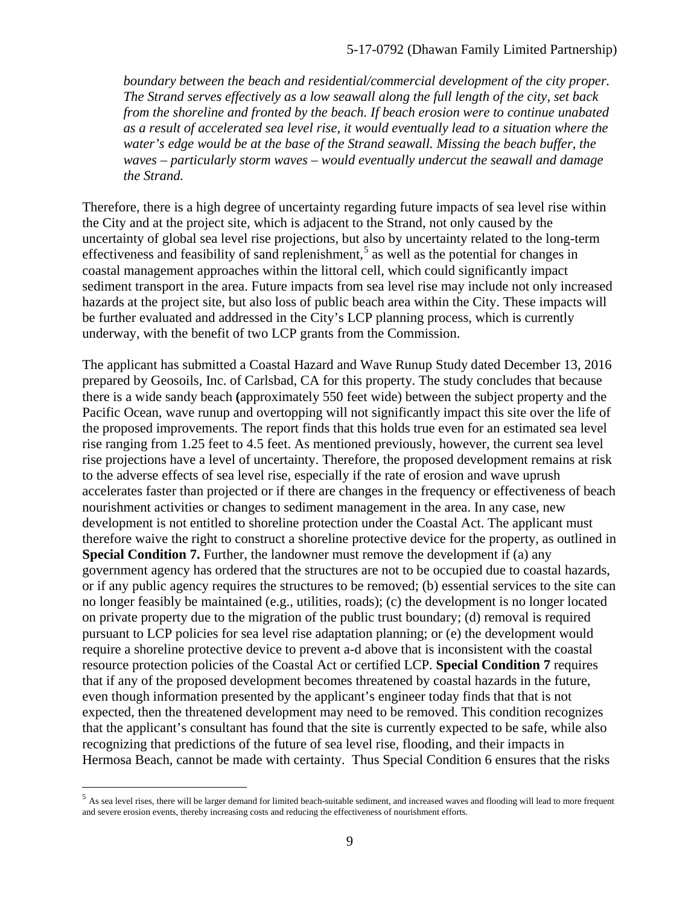*boundary between the beach and residential/commercial development of the city proper. The Strand serves effectively as a low seawall along the full length of the city, set back from the shoreline and fronted by the beach. If beach erosion were to continue unabated as a result of accelerated sea level rise, it would eventually lead to a situation where the water's edge would be at the base of the Strand seawall. Missing the beach buffer, the waves – particularly storm waves – would eventually undercut the seawall and damage the Strand.*

Therefore, there is a high degree of uncertainty regarding future impacts of sea level rise within the City and at the project site, which is adjacent to the Strand, not only caused by the uncertainty of global sea level rise projections, but also by uncertainty related to the long-term effectiveness and feasibility of sand replenishment,[5] as well as the potential for changes in coastal management approaches within the littoral cell, which could significantly impact sediment transport in the area. Future impacts from sea level rise may include not only increased hazards at the project site, but also loss of public beach area within the City. These impacts will be further evaluated and addressed in the City's LCP planning process, which is currently underway, with the benefit of two LCP grants from the Commission.

The applicant has submitted a Coastal Hazard and Wave Runup Study dated December 13, 2016 prepared by Geosoils, Inc. of Carlsbad, CA for this property. The study concludes that because there is a wide sandy beach (approximately 550 feet wide) between the subject property and the Pacific Ocean, wave runup and overtopping will not significantly impact this site over the life of the proposed improvements. The report finds that this holds true even for an estimated sea level rise ranging from 1.25 feet to 4.5 feet. As mentioned previously, however, the current sea level rise projections have a level of uncertainty. Therefore, the proposed development remains at risk to the adverse effects of sea level rise, especially if the rate of erosion and wave uprush accelerates faster than projected or if there are changes in the frequency or effectiveness of beach nourishment activities or changes to sediment management in the area. In any case, new development is not entitled to shoreline protection under the Coastal Act. The applicant must therefore waive the right to construct a shoreline protective device for the property, as outlined in **Special Condition 7.** Further, the landowner must remove the development if (a) any government agency has ordered that the structures are not to be occupied due to coastal hazards, or if any public agency requires the structures to be removed; (b) essential services to the site can no longer feasibly be maintained (e.g., utilities, roads); (c) the development is no longer located on private property due to the migration of the public trust boundary; (d) removal is required pursuant to LCP policies for sea level rise adaptation planning; or (e) the development would require a shoreline protective device to prevent a-d above that is inconsistent with the coastal resource protection policies of the Coastal Act or certified LCP. **Special Condition 7** requires that if any of the proposed development becomes threatened by coastal hazards in the future, even though information presented by the applicant's engineer today finds that that is not expected, then the threatened development may need to be removed. This condition recognizes that the applicant's consultant has found that the site is currently expected to be safe, while also recognizing that predictions of the future of sea level rise, flooding, and their impacts in Hermosa Beach, cannot be made with certainty. Thus Special Condition 6 ensures that the risks

[5] As sea level rises, there will be larger demand for limited beach-suitable sediment, and increased waves and flooding will lead to more frequent and severe erosion events, thereby increasing costs and reducing the effectiveness of nourishment efforts.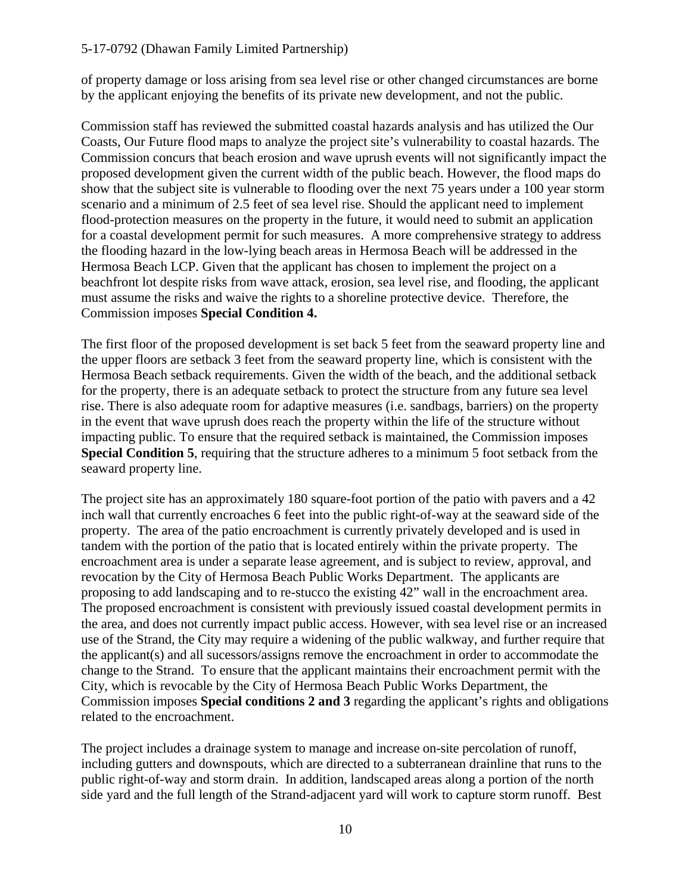of property damage or loss arising from sea level rise or other changed circumstances are borne by the applicant enjoying the benefits of its private new development, and not the public.

Commission staff has reviewed the submitted coastal hazards analysis and has utilized the Our Coasts, Our Future flood maps to analyze the project site's vulnerability to coastal hazards. The Commission concurs that beach erosion and wave uprush events will not significantly impact the proposed development given the current width of the public beach. However, the flood maps do show that the subject site is vulnerable to flooding over the next 75 years under a 100 year storm scenario and a minimum of 2.5 feet of sea level rise. Should the applicant need to implement flood-protection measures on the property in the future, it would need to submit an application for a coastal development permit for such measures. A more comprehensive strategy to address the flooding hazard in the low-lying beach areas in Hermosa Beach will be addressed in the Hermosa Beach LCP. Given that the applicant has chosen to implement the project on a beachfront lot despite risks from wave attack, erosion, sea level rise, and flooding, the applicant must assume the risks and waive the rights to a shoreline protective device. Therefore, the Commission imposes **Special Condition 4.**

The first floor of the proposed development is set back 5 feet from the seaward property line and the upper floors are setback 3 feet from the seaward property line, which is consistent with the Hermosa Beach setback requirements. Given the width of the beach, and the additional setback for the property, there is an adequate setback to protect the structure from any future sea level rise. There is also adequate room for adaptive measures (i.e. sandbags, barriers) on the property in the event that wave uprush does reach the property within the life of the structure without impacting public. To ensure that the required setback is maintained, the Commission imposes **Special Condition 5**, requiring that the structure adheres to a minimum 5 foot setback from the seaward property line.

The project site has an approximately 180 square-foot portion of the patio with pavers and a 42 inch wall that currently encroaches 6 feet into the public right-of-way at the seaward side of the property. The area of the patio encroachment is currently privately developed and is used in tandem with the portion of the patio that is located entirely within the private property. The encroachment area is under a separate lease agreement, and is subject to review, approval, and revocation by the City of Hermosa Beach Public Works Department. The applicants are proposing to add landscaping and to re-stucco the existing 42" wall in the encroachment area. The proposed encroachment is consistent with previously issued coastal development permits in the area, and does not currently impact public access. However, with sea level rise or an increased use of the Strand, the City may require a widening of the public walkway, and further require that the applicant(s) and all sucessors/assigns remove the encroachment in order to accommodate the change to the Strand. To ensure that the applicant maintains their encroachment permit with the City, which is revocable by the City of Hermosa Beach Public Works Department, the Commission imposes **Special conditions 2 and 3** regarding the applicant's rights and obligations related to the encroachment.

The project includes a drainage system to manage and increase on-site percolation of runoff, including gutters and downspouts, which are directed to a subterranean drainline that runs to the public right-of-way and storm drain. In addition, landscaped areas along a portion of the north side yard and the full length of the Strand-adjacent yard will work to capture storm runoff. Best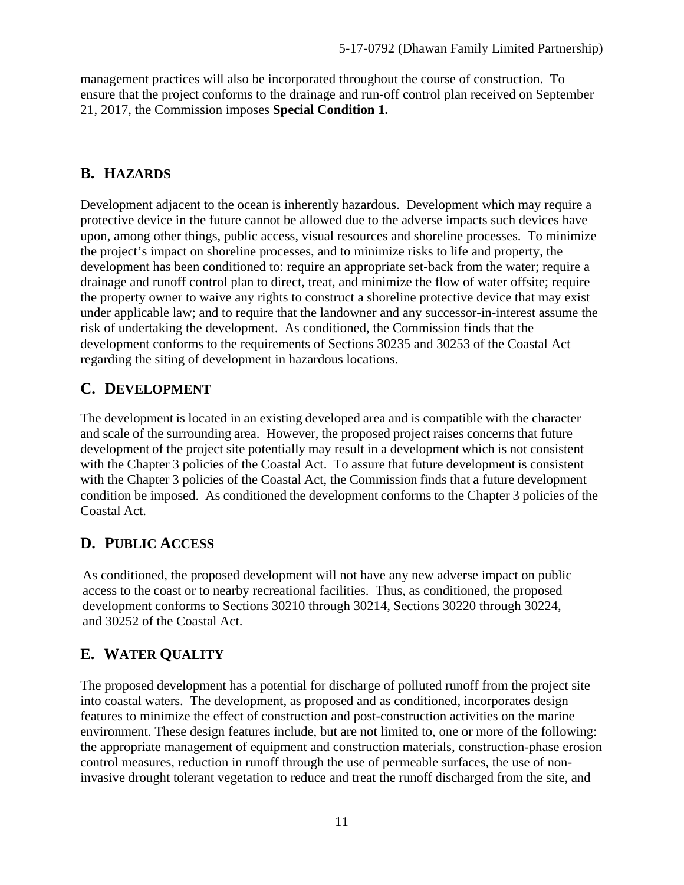management practices will also be incorporated throughout the course of construction. To ensure that the project conforms to the drainage and run-off control plan received on September 21, 2017, the Commission imposes **Special Condition 1.**

## B. HAZARDS

Development adjacent to the ocean is inherently hazardous. Development which may require a protective device in the future cannot be allowed due to the adverse impacts such devices have upon, among other things, public access, visual resources and shoreline processes. To minimize the project's impact on shoreline processes, and to minimize risks to life and property, the development has been conditioned to: require an appropriate set-back from the water; require a drainage and runoff control plan to direct, treat, and minimize the flow of water offsite; require the property owner to waive any rights to construct a shoreline protective device that may exist under applicable law; and to require that the landowner and any successor-in-interest assume the risk of undertaking the development. As conditioned, the Commission finds that the development conforms to the requirements of Sections 30235 and 30253 of the Coastal Act regarding the siting of development in hazardous locations.

## C. DEVELOPMENT

The development is located in an existing developed area and is compatible with the character and scale of the surrounding area. However, the proposed project raises concerns that future development of the project site potentially may result in a development which is not consistent with the Chapter 3 policies of the Coastal Act. To assure that future development is consistent with the Chapter 3 policies of the Coastal Act, the Commission finds that a future development condition be imposed. As conditioned the development conforms to the Chapter 3 policies of the Coastal Act.

## D. PUBLIC ACCESS

As conditioned, the proposed development will not have any new adverse impact on public access to the coast or to nearby recreational facilities. Thus, as conditioned, the proposed development conforms to Sections 30210 through 30214, Sections 30220 through 30224, and 30252 of the Coastal Act.

## E. WATER QUALITY

The proposed development has a potential for discharge of polluted runoff from the project site into coastal waters. The development, as proposed and as conditioned, incorporates design features to minimize the effect of construction and post-construction activities on the marine environment. These design features include, but are not limited to, one or more of the following: the appropriate management of equipment and construction materials, construction-phase erosion control measures, reduction in runoff through the use of permeable surfaces, the use of non-invasive drought tolerant vegetation to reduce and treat the runoff discharged from the site, and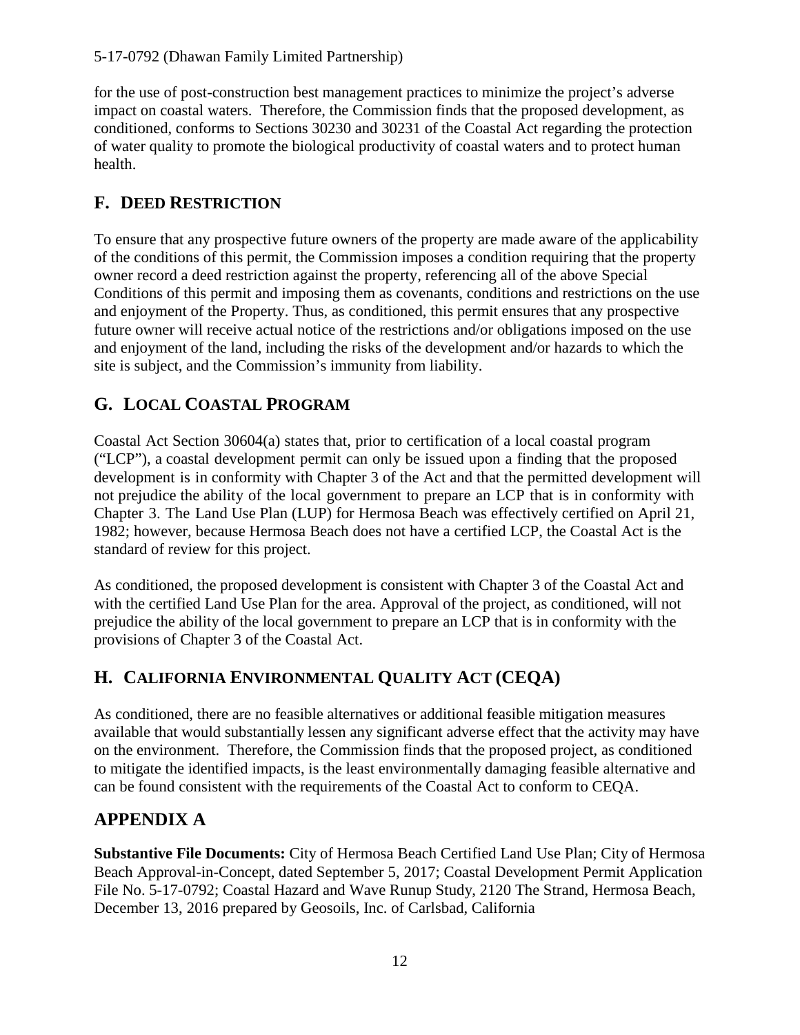for the use of post-construction best management practices to minimize the project's adverse impact on coastal waters. Therefore, the Commission finds that the proposed development, as conditioned, conforms to Sections 30230 and 30231 of the Coastal Act regarding the protection of water quality to promote the biological productivity of coastal waters and to protect human health.

## F. DEED RESTRICTION

To ensure that any prospective future owners of the property are made aware of the applicability of the conditions of this permit, the Commission imposes a condition requiring that the property owner record a deed restriction against the property, referencing all of the above Special Conditions of this permit and imposing them as covenants, conditions and restrictions on the use and enjoyment of the Property. Thus, as conditioned, this permit ensures that any prospective future owner will receive actual notice of the restrictions and/or obligations imposed on the use and enjoyment of the land, including the risks of the development and/or hazards to which the site is subject, and the Commission's immunity from liability.

## G. LOCAL COASTAL PROGRAM

Coastal Act Section 30604(a) states that, prior to certification of a local coastal program ("LCP"), a coastal development permit can only be issued upon a finding that the proposed development is in conformity with Chapter 3 of the Act and that the permitted development will not prejudice the ability of the local government to prepare an LCP that is in conformity with Chapter 3. The Land Use Plan (LUP) for Hermosa Beach was effectively certified on April 21, 1982; however, because Hermosa Beach does not have a certified LCP, the Coastal Act is the standard of review for this project.

As conditioned, the proposed development is consistent with Chapter 3 of the Coastal Act and with the certified Land Use Plan for the area. Approval of the project, as conditioned, will not prejudice the ability of the local government to prepare an LCP that is in conformity with the provisions of Chapter 3 of the Coastal Act.

## H. CALIFORNIA ENVIRONMENTAL QUALITY ACT (CEQA)

As conditioned, there are no feasible alternatives or additional feasible mitigation measures available that would substantially lessen any significant adverse effect that the activity may have on the environment. Therefore, the Commission finds that the proposed project, as conditioned to mitigate the identified impacts, is the least environmentally damaging feasible alternative and can be found consistent with the requirements of the Coastal Act to conform to CEQA.

## APPENDIX A

**Substantive File Documents:** City of Hermosa Beach Certified Land Use Plan; City of Hermosa Beach Approval-in-Concept, dated September 5, 2017; Coastal Development Permit Application File No. 5-17-0792; Coastal Hazard and Wave Runup Study, 2120 The Strand, Hermosa Beach, December 13, 2016 prepared by Geosoils, Inc. of Carlsbad, California